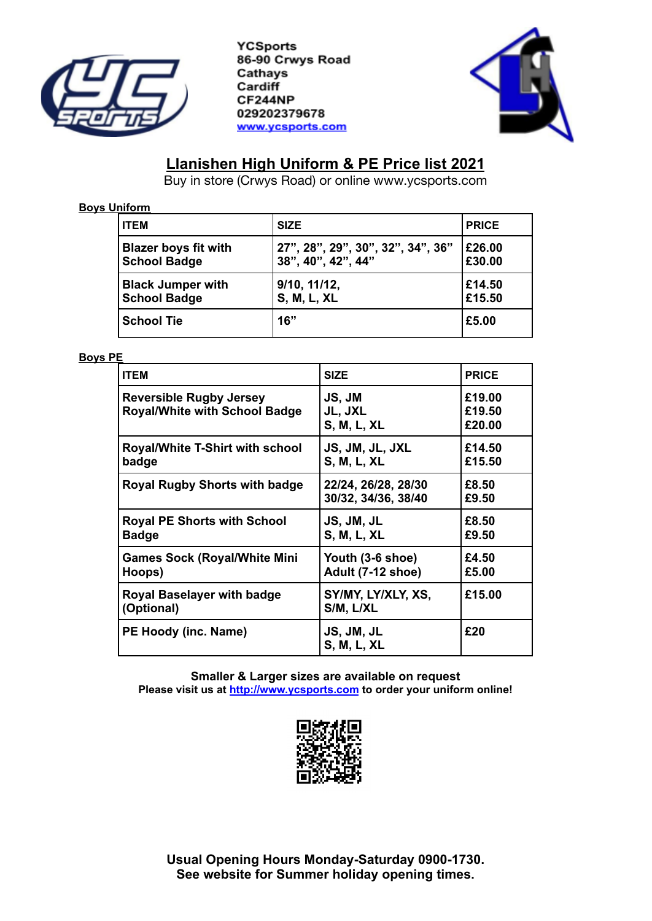YCSports
86-90 Crwys Road
Cathays
Cardiff
CF244NP
029202379678
www.ycsports.com

## Llanishen High Uniform & PE Price list 2021

Buy in store (Crwys Road) or online www.ycsports.com

**Boys Uniform**

| ITEM | SIZE | PRICE |
|---|---|---|
| Blazer boys fit with School Badge | 27", 28", 29", 30", 32", 34", 36"<br>38", 40", 42", 44" | £26.00<br>£30.00 |
| Black Jumper with School Badge | 9/10, 11/12,<br>S, M, L, XL | £14.50<br>£15.50 |
| School Tie | 16" | £5.00 |

**Boys PE**

| ITEM | SIZE | PRICE |
|---|---|---|
| Reversible Rugby Jersey Royal/White with School Badge | JS, JM<br>JL, JXL<br>S, M, L, XL | £19.00<br>£19.50<br>£20.00 |
| Royal/White T-Shirt with school badge | JS, JM, JL, JXL<br>S, M, L, XL | £14.50<br>£15.50 |
| Royal Rugby Shorts with badge | 22/24, 26/28, 28/30<br>30/32, 34/36, 38/40 | £8.50<br>£9.50 |
| Royal PE Shorts with School Badge | JS, JM, JL<br>S, M, L, XL | £8.50<br>£9.50 |
| Games Sock (Royal/White Mini Hoops) | Youth (3-6 shoe)<br>Adult (7-12 shoe) | £4.50<br>£5.00 |
| Royal Baselayer with badge (Optional) | SY/MY, LY/XLY, XS,<br>S/M, L/XL | £15.00 |
| PE Hoody (inc. Name) | JS, JM, JL<br>S, M, L, XL | £20 |

**Smaller & Larger sizes are available on request**
**Please visit us at http://www.ycsports.com to order your uniform online!**

**Usual Opening Hours Monday-Saturday 0900-1730.**
**See website for Summer holiday opening times.**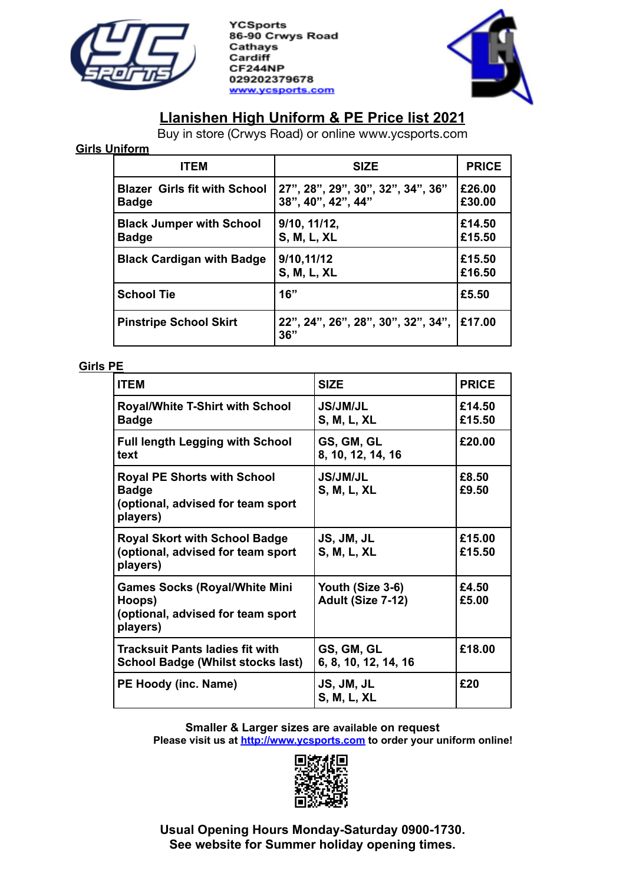YCSports
86-90 Crwys Road
Cathays
Cardiff
CF244NP
029202379678
www.ycsports.com

# Llanishen High Uniform & PE Price list 2021

Buy in store (Crwys Road) or online www.ycsports.com

## Girls Uniform

| ITEM | SIZE | PRICE |
|---|---|---|
| Blazer Girls fit with School Badge | 27", 28", 29", 30", 32", 34", 36"<br>38", 40", 42", 44" | £26.00<br>£30.00 |
| Black Jumper with School Badge | 9/10, 11/12,<br>S, M, L, XL | £14.50<br>£15.50 |
| Black Cardigan with Badge | 9/10,11/12<br>S, M, L, XL | £15.50<br>£16.50 |
| School Tie | 16" | £5.50 |
| Pinstripe School Skirt | 22", 24", 26", 28", 30", 32", 34", 36" | £17.00 |

## Girls PE

| ITEM | SIZE | PRICE |
|---|---|---|
| Royal/White T-Shirt with School Badge | JS/JM/JL<br>S, M, L, XL | £14.50<br>£15.50 |
| Full length Legging with School text | GS, GM, GL<br>8, 10, 12, 14, 16 | £20.00 |
| Royal PE Shorts with School Badge<br>(optional, advised for team sport players) | JS/JM/JL<br>S, M, L, XL | £8.50<br>£9.50 |
| Royal Skort with School Badge<br>(optional, advised for team sport players) | JS, JM, JL<br>S, M, L, XL | £15.00<br>£15.50 |
| Games Socks (Royal/White Mini Hoops)<br>(optional, advised for team sport players) | Youth (Size 3-6)<br>Adult (Size 7-12) | £4.50<br>£5.00 |
| Tracksuit Pants ladies fit with School Badge (Whilst stocks last) | GS, GM, GL<br>6, 8, 10, 12, 14, 16 | £18.00 |
| PE Hoody (inc. Name) | JS, JM, JL<br>S, M, L, XL | £20 |

**Smaller & Larger sizes are available on request**
**Please visit us at http://www.ycsports.com to order your uniform online!**

**Usual Opening Hours Monday-Saturday 0900-1730.**
**See website for Summer holiday opening times.**